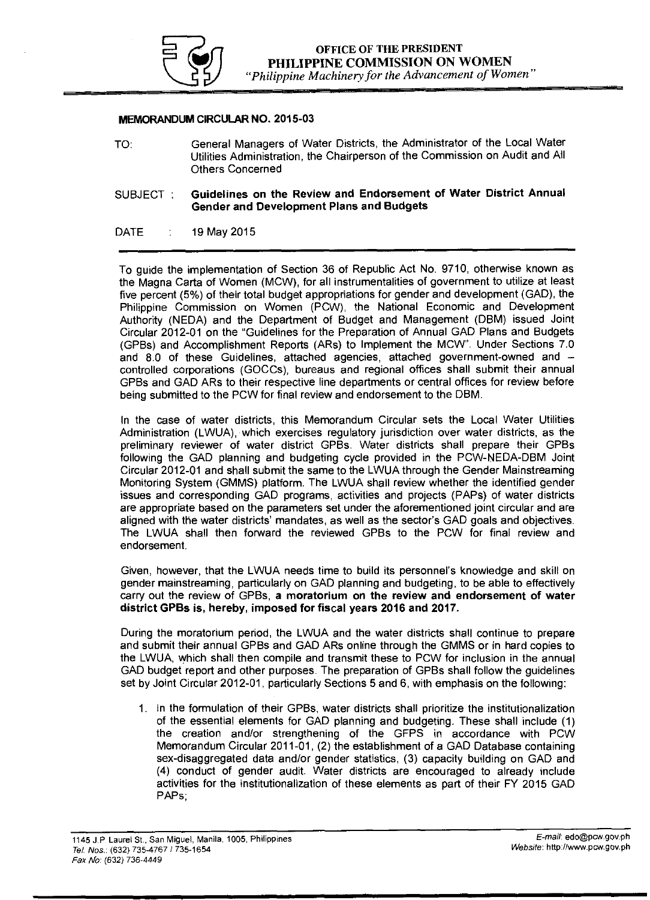**OFFICE OF THE PRESIDENT**
**PHILIPPINE COMMISSION ON WOMEN**
*"Philippine Machinery for the Advancement of Women"*

**MEMORANDUM CIRCULAR NO. 2015-03**

TO: General Managers of Water Districts, the Administrator of the Local Water Utilities Administration, the Chairperson of the Commission on Audit and All Others Concerned

SUBJECT : **Guidelines on the Review and Endorsement of Water District Annual Gender and Development Plans and Budgets**

DATE : 19 May 2015

---

To guide the implementation of Section 36 of Republic Act No. 9710, otherwise known as the Magna Carta of Women (MCW), for all instrumentalities of government to utilize at least five percent (5%) of their total budget appropriations for gender and development (GAD), the Philippine Commission on Women (PCW), the National Economic and Development Authority (NEDA) and the Department of Budget and Management (DBM) issued Joint Circular 2012-01 on the "Guidelines for the Preparation of Annual GAD Plans and Budgets (GPBs) and Accomplishment Reports (ARs) to Implement the MCW". Under Sections 7.0 and 8.0 of these Guidelines, attached agencies, attached government-owned and – controlled corporations (GOCCs), bureaus and regional offices shall submit their annual GPBs and GAD ARs to their respective line departments or central offices for review before being submitted to the PCW for final review and endorsement to the DBM.

In the case of water districts, this Memorandum Circular sets the Local Water Utilities Administration (LWUA), which exercises regulatory jurisdiction over water districts, as the preliminary reviewer of water district GPBs. Water districts shall prepare their GPBs following the GAD planning and budgeting cycle provided in the PCW-NEDA-DBM Joint Circular 2012-01 and shall submit the same to the LWUA through the Gender Mainstreaming Monitoring System (GMMS) platform. The LWUA shall review whether the identified gender issues and corresponding GAD programs, activities and projects (PAPs) of water districts are appropriate based on the parameters set under the aforementioned joint circular and are aligned with the water districts' mandates, as well as the sector's GAD goals and objectives. The LWUA shall then forward the reviewed GPBs to the PCW for final review and endorsement.

Given, however, that the LWUA needs time to build its personnel's knowledge and skill on gender mainstreaming, particularly on GAD planning and budgeting, to be able to effectively carry out the review of GPBs, **a moratorium on the review and endorsement of water district GPBs is, hereby, imposed for fiscal years 2016 and 2017.**

During the moratorium period, the LWUA and the water districts shall continue to prepare and submit their annual GPBs and GAD ARs online through the GMMS or in hard copies to the LWUA, which shall then compile and transmit these to PCW for inclusion in the annual GAD budget report and other purposes. The preparation of GPBs shall follow the guidelines set by Joint Circular 2012-01, particularly Sections 5 and 6, with emphasis on the following:

1. In the formulation of their GPBs, water districts shall prioritize the institutionalization of the essential elements for GAD planning and budgeting. These shall include (1) the creation and/or strengthening of the GFPS in accordance with PCW Memorandum Circular 2011-01, (2) the establishment of a GAD Database containing sex-disaggregated data and/or gender statistics, (3) capacity building on GAD and (4) conduct of gender audit. Water districts are encouraged to already include activities for the institutionalization of these elements as part of their FY 2015 GAD PAPs;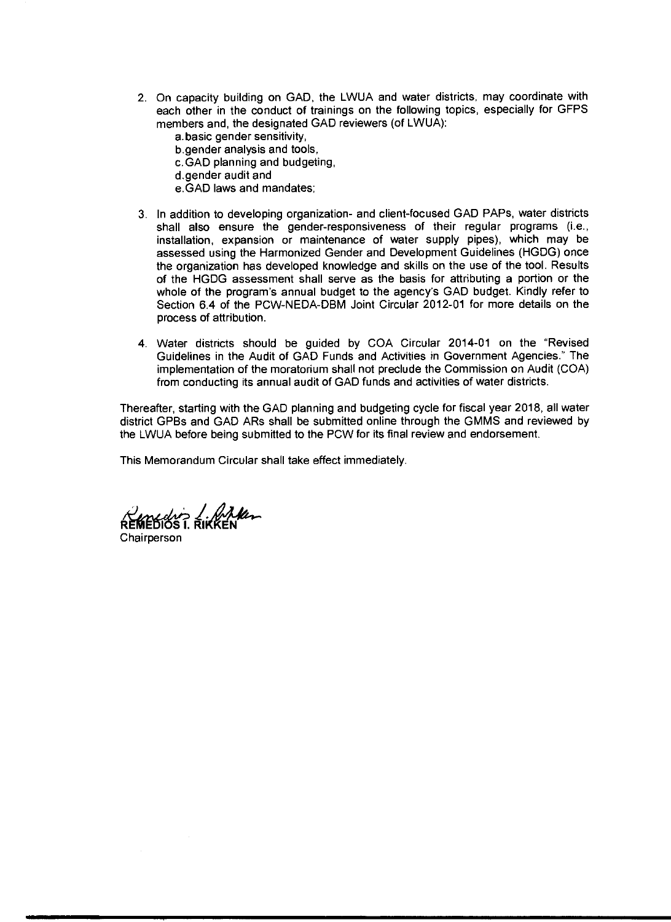2. On capacity building on GAD, the LWUA and water districts, may coordinate with each other in the conduct of trainings on the following topics, especially for GFPS members and, the designated GAD reviewers (of LWUA):
   a. basic gender sensitivity,
   b. gender analysis and tools,
   c. GAD planning and budgeting,
   d. gender audit and
   e. GAD laws and mandates;

3. In addition to developing organization- and client-focused GAD PAPs, water districts shall also ensure the gender-responsiveness of their regular programs (i.e., installation, expansion or maintenance of water supply pipes), which may be assessed using the Harmonized Gender and Development Guidelines (HGDG) once the organization has developed knowledge and skills on the use of the tool. Results of the HGDG assessment shall serve as the basis for attributing a portion or the whole of the program's annual budget to the agency's GAD budget. Kindly refer to Section 6.4 of the PCW-NEDA-DBM Joint Circular 2012-01 for more details on the process of attribution.

4. Water districts should be guided by COA Circular 2014-01 on the "Revised Guidelines in the Audit of GAD Funds and Activities in Government Agencies." The implementation of the moratorium shall not preclude the Commission on Audit (COA) from conducting its annual audit of GAD funds and activities of water districts.

Thereafter, starting with the GAD planning and budgeting cycle for fiscal year 2018, all water district GPBs and GAD ARs shall be submitted online through the GMMS and reviewed by the LWUA before being submitted to the PCW for its final review and endorsement.

This Memorandum Circular shall take effect immediately.

**REMEDIOS I. RIKKEN**
Chairperson